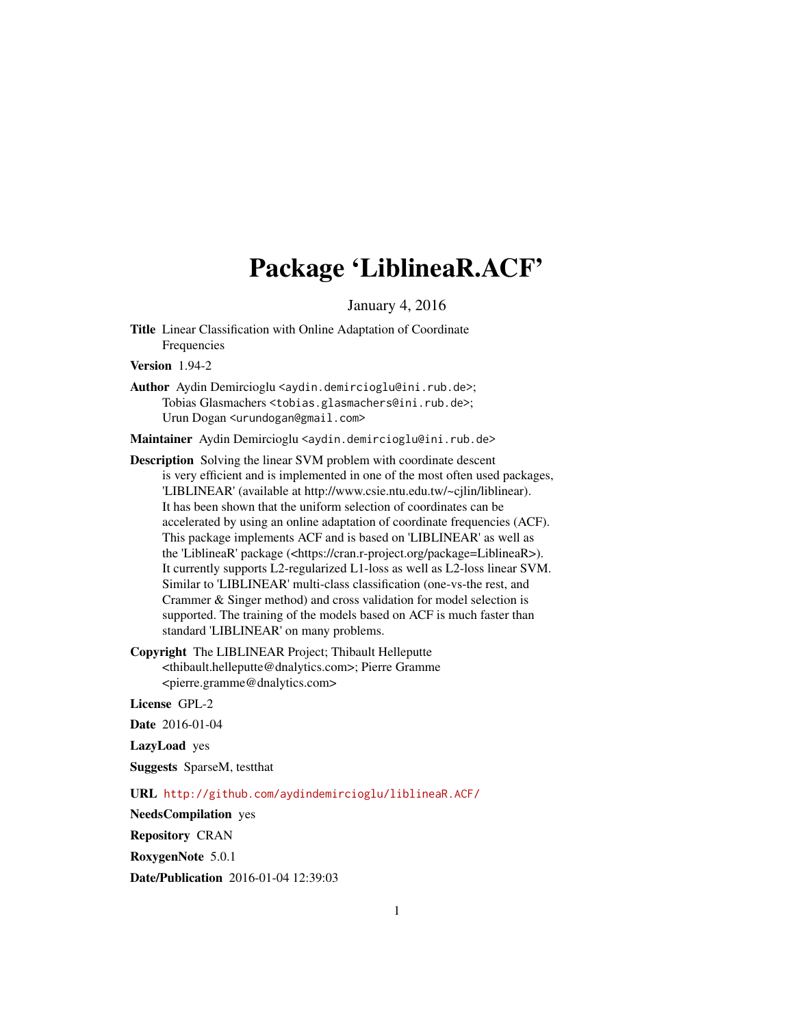# Package 'LiblineaR.ACF'

January 4, 2016

**Title** Linear Classification with Online Adaptation of Coordinate Frequencies

**Version** 1.94-2

**Author** Aydin Demircioglu <aydin.demircioglu@ini.rub.de>; Tobias Glasmachers <tobias.glasmachers@ini.rub.de>; Urun Dogan <urundogan@gmail.com>

**Maintainer** Aydin Demircioglu <aydin.demircioglu@ini.rub.de>

**Description** Solving the linear SVM problem with coordinate descent is very efficient and is implemented in one of the most often used packages, 'LIBLINEAR' (available at http://www.csie.ntu.edu.tw/~cjlin/liblinear). It has been shown that the uniform selection of coordinates can be accelerated by using an online adaptation of coordinate frequencies (ACF). This package implements ACF and is based on 'LIBLINEAR' as well as the 'LiblineaR' package (<https://cran.r-project.org/package=LiblineaR>). It currently supports L2-regularized L1-loss as well as L2-loss linear SVM. Similar to 'LIBLINEAR' multi-class classification (one-vs-the rest, and Crammer & Singer method) and cross validation for model selection is supported. The training of the models based on ACF is much faster than standard 'LIBLINEAR' on many problems.

**Copyright** The LIBLINEAR Project; Thibault Helleputte <thibault.helleputte@dnalytics.com>; Pierre Gramme <pierre.gramme@dnalytics.com>

**License** GPL-2

**Date** 2016-01-04

**LazyLoad** yes

**Suggests** SparseM, testthat

**URL** http://github.com/aydindemircioglu/liblineaR.ACF/

**NeedsCompilation** yes

**Repository** CRAN

**RoxygenNote** 5.0.1

**Date/Publication** 2016-01-04 12:39:03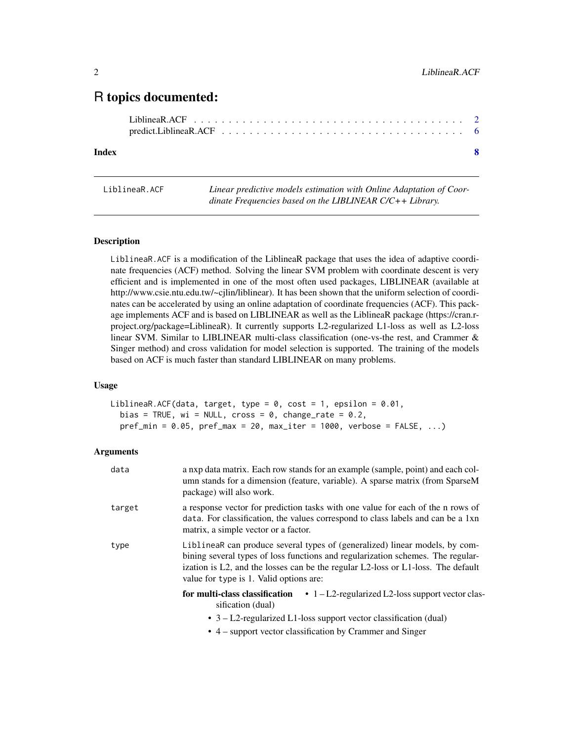# R topics documented:

LiblineaR.ACF . . . . . . . . . . . . . . . . . . . . . . . . . . . . . . . . . . . . 2
predict.LiblineaR.ACF . . . . . . . . . . . . . . . . . . . . . . . . . . . . . . . 6

**Index** **8**

---

LiblineaR.ACF — *Linear predictive models estimation with Online Adaptation of Coordinate Frequencies based on the LIBLINEAR C/C++ Library.*

---

### Description

LiblineaR.ACF is a modification of the LiblineaR package that uses the idea of adaptive coordinate frequencies (ACF) method. Solving the linear SVM problem with coordinate descent is very efficient and is implemented in one of the most often used packages, LIBLINEAR (available at http://www.csie.ntu.edu.tw/~cjlin/liblinear). It has been shown that the uniform selection of coordinates can be accelerated by using an online adaptation of coordinate frequencies (ACF). This package implements ACF and is based on LIBLINEAR as well as the LiblineaR package (https://cran.r-project.org/package=LiblineaR). It currently supports L2-regularized L1-loss as well as L2-loss linear SVM. Similar to LIBLINEAR multi-class classification (one-vs-the rest, and Crammer & Singer method) and cross validation for model selection is supported. The training of the models based on ACF is much faster than standard LIBLINEAR on many problems.

### Usage

```
LiblineaR.ACF(data, target, type = 0, cost = 1, epsilon = 0.01,
  bias = TRUE, wi = NULL, cross = 0, change_rate = 0.2,
  pref_min = 0.05, pref_max = 20, max_iter = 1000, verbose = FALSE, ...)
```

### Arguments

| | |
|---|---|
| data | a nxp data matrix. Each row stands for an example (sample, point) and each column stands for a dimension (feature, variable). A sparse matrix (from SparseM package) will also work. |
| target | a response vector for prediction tasks with one value for each of the n rows of data. For classification, the values correspond to class labels and can be a 1xn matrix, a simple vector or a factor. |
| type | LiblineaR can produce several types of (generalized) linear models, by combining several types of loss functions and regularization schemes. The regularization is L2, and the losses can be the regular L2-loss or L1-loss. The default value for type is 1. Valid options are: |

**for multi-class classification**
- 1 – L2-regularized L2-loss support vector classification (dual)
- 3 – L2-regularized L1-loss support vector classification (dual)
- 4 – support vector classification by Crammer and Singer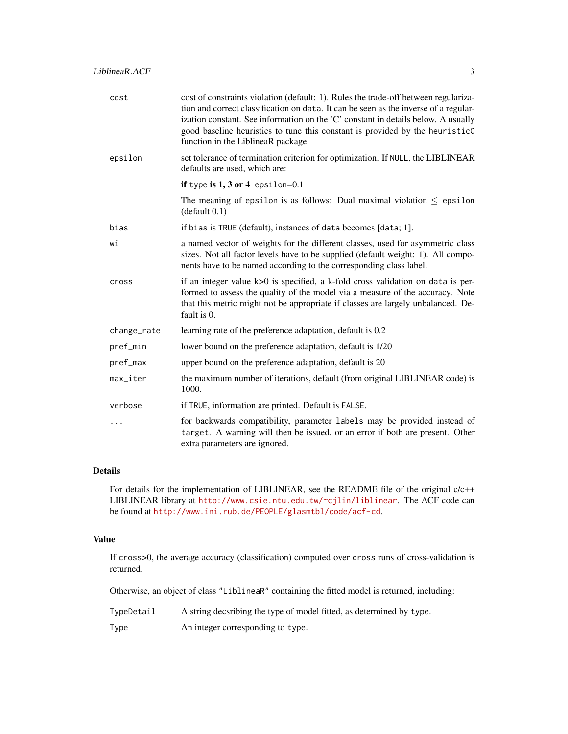| | |
|---|---|
| `cost` | cost of constraints violation (default: 1). Rules the trade-off between regularization and correct classification on `data`. It can be seen as the inverse of a regularization constant. See information on the 'C' constant in details below. A usually good baseline heuristics to tune this constant is provided by the `heuristicC` function in the LiblineaR package. |
| `epsilon` | set tolerance of termination criterion for optimization. If `NULL`, the LIBLINEAR defaults are used, which are: |
| | **if** `type` **is 1, 3 or 4** `epsilon`=0.1 |
| | The meaning of `epsilon` is as follows: Dual maximal violation $\leq$ `epsilon` (default 0.1) |
| `bias` | if `bias` is `TRUE` (default), instances of `data` becomes [`data`; 1]. |
| `wi` | a named vector of weights for the different classes, used for asymmetric class sizes. Not all factor levels have to be supplied (default weight: 1). All components have to be named according to the corresponding class label. |
| `cross` | if an integer value k>0 is specified, a k-fold cross validation on `data` is performed to assess the quality of the model via a measure of the accuracy. Note that this metric might not be appropriate if classes are largely unbalanced. Default is 0. |
| `change_rate` | learning rate of the preference adaptation, default is 0.2 |
| `pref_min` | lower bound on the preference adaptation, default is 1/20 |
| `pref_max` | upper bound on the preference adaptation, default is 20 |
| `max_iter` | the maximum number of iterations, default (from original LIBLINEAR code) is 1000. |
| `verbose` | if `TRUE`, information are printed. Default is `FALSE`. |
| `...` | for backwards compatibility, parameter `labels` may be provided instead of `target`. A warning will then be issued, or an error if both are present. Other extra parameters are ignored. |

## Details

For details for the implementation of LIBLINEAR, see the README file of the original c/c++ LIBLINEAR library at http://www.csie.ntu.edu.tw/~cjlin/liblinear. The ACF code can be found at http://www.ini.rub.de/PEOPLE/glasmtbl/code/acf-cd.

## Value

If `cross`>0, the average accuracy (classification) computed over `cross` runs of cross-validation is returned.

Otherwise, an object of class `"LiblineaR"` containing the fitted model is returned, including:

| | |
|---|---|
| `TypeDetail` | A string decsribing the type of model fitted, as determined by `type`. |
| `Type` | An integer corresponding to `type`. |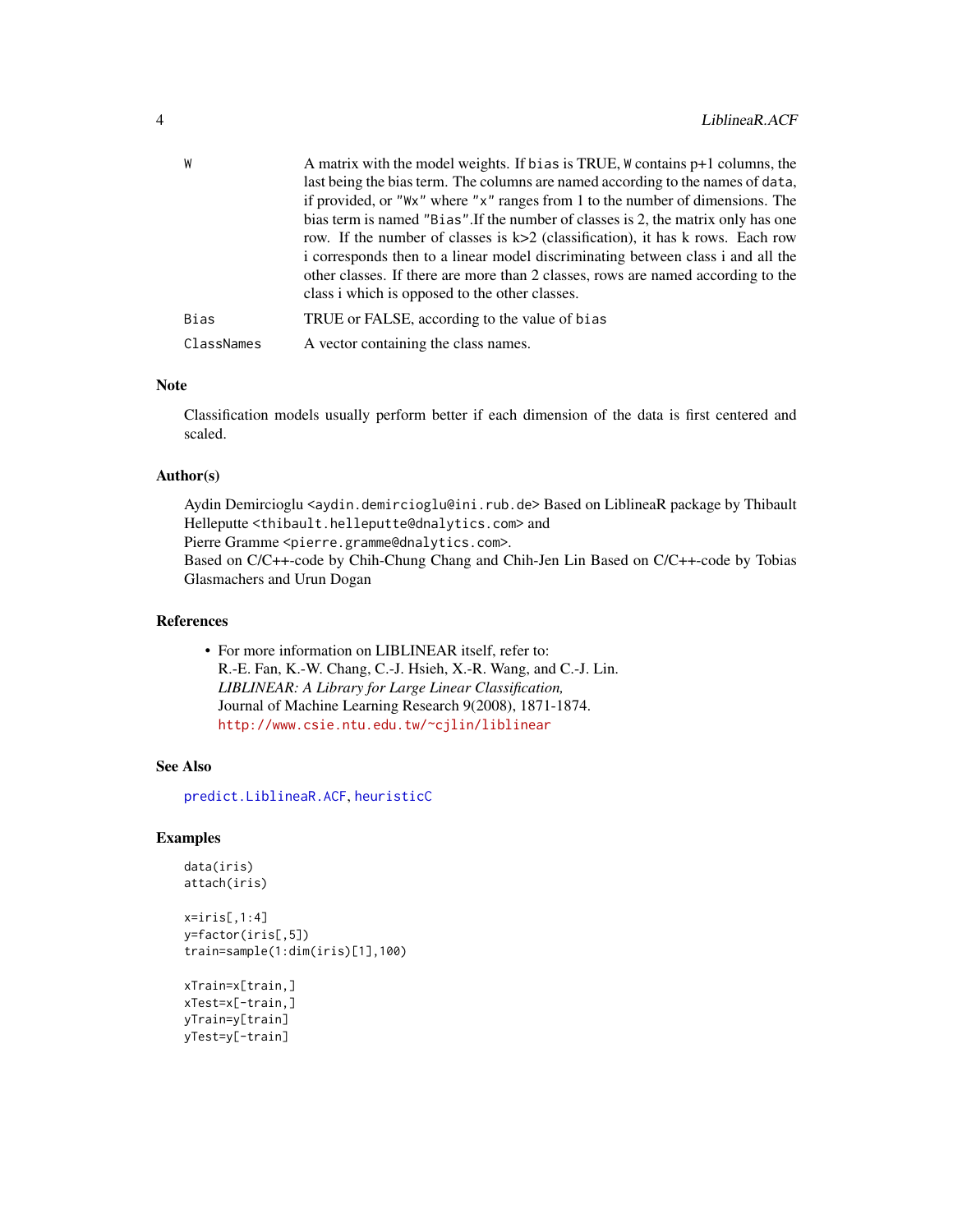| | |
|---|---|
| W | A matrix with the model weights. If bias is TRUE, W contains p+1 columns, the last being the bias term. The columns are named according to the names of data, if provided, or "Wx" where "x" ranges from 1 to the number of dimensions. The bias term is named "Bias".If the number of classes is 2, the matrix only has one row. If the number of classes is k>2 (classification), it has k rows. Each row i corresponds then to a linear model discriminating between class i and all the other classes. If there are more than 2 classes, rows are named according to the class i which is opposed to the other classes. |
| Bias | TRUE or FALSE, according to the value of bias |
| ClassNames | A vector containing the class names. |

## Note

Classification models usually perform better if each dimension of the data is first centered and scaled.

## Author(s)

Aydin Demircioglu <aydin.demircioglu@ini.rub.de> Based on LiblineaR package by Thibault Helleputte <thibault.helleputte@dnalytics.com> and
Pierre Gramme <pierre.gramme@dnalytics.com>.
Based on C/C++-code by Chih-Chung Chang and Chih-Jen Lin Based on C/C++-code by Tobias Glasmachers and Urun Dogan

## References

- For more information on LIBLINEAR itself, refer to:
  R.-E. Fan, K.-W. Chang, C.-J. Hsieh, X.-R. Wang, and C.-J. Lin.
  *LIBLINEAR: A Library for Large Linear Classification,*
  Journal of Machine Learning Research 9(2008), 1871-1874.
  http://www.csie.ntu.edu.tw/~cjlin/liblinear

## See Also

predict.LiblineaR.ACF, heuristicC

## Examples

```
data(iris)
attach(iris)

x=iris[,1:4]
y=factor(iris[,5])
train=sample(1:dim(iris)[1],100)

xTrain=x[train,]
xTest=x[-train,]
yTrain=y[train]
yTest=y[-train]
```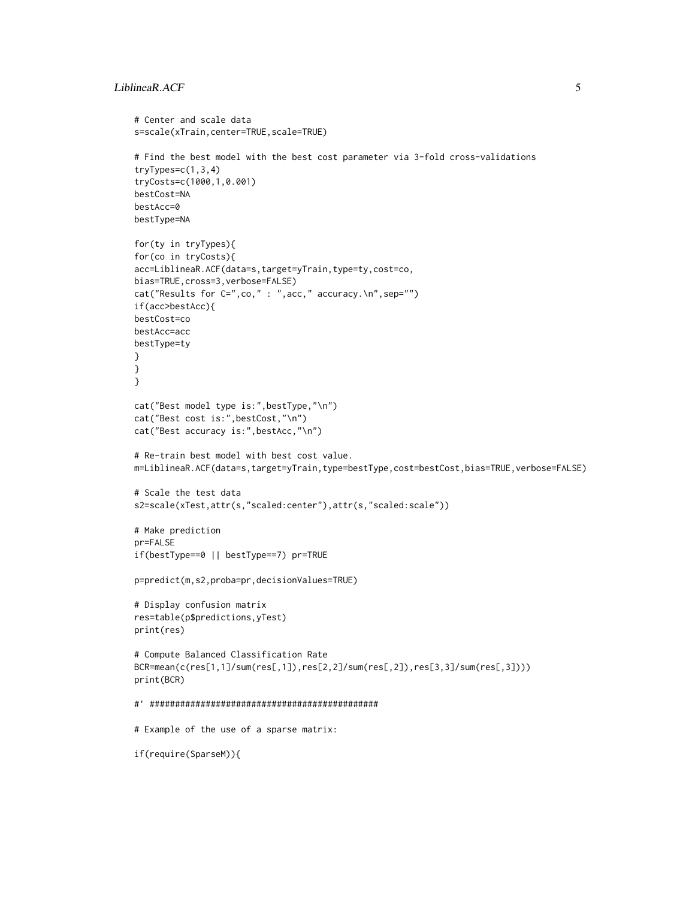```
# Center and scale data
s=scale(xTrain,center=TRUE,scale=TRUE)

# Find the best model with the best cost parameter via 3-fold cross-validations
tryTypes=c(1,3,4)
tryCosts=c(1000,1,0.001)
bestCost=NA
bestAcc=0
bestType=NA

for(ty in tryTypes){
for(co in tryCosts){
acc=LiblineaR.ACF(data=s,target=yTrain,type=ty,cost=co,
bias=TRUE,cross=3,verbose=FALSE)
cat("Results for C=",co," : ",acc," accuracy.\n",sep="")
if(acc>bestAcc){
bestCost=co
bestAcc=acc
bestType=ty
}
}
}

cat("Best model type is:",bestType,"\n")
cat("Best cost is:",bestCost,"\n")
cat("Best accuracy is:",bestAcc,"\n")

# Re-train best model with best cost value.
m=LiblineaR.ACF(data=s,target=yTrain,type=bestType,cost=bestCost,bias=TRUE,verbose=FALSE)

# Scale the test data
s2=scale(xTest,attr(s,"scaled:center"),attr(s,"scaled:scale"))

# Make prediction
pr=FALSE
if(bestType==0 || bestType==7) pr=TRUE

p=predict(m,s2,proba=pr,decisionValues=TRUE)

# Display confusion matrix
res=table(p$predictions,yTest)
print(res)

# Compute Balanced Classification Rate
BCR=mean(c(res[1,1]/sum(res[,1]),res[2,2]/sum(res[,2]),res[3,3]/sum(res[,3])))
print(BCR)

#' #############################################

# Example of the use of a sparse matrix:

if(require(SparseM)){
```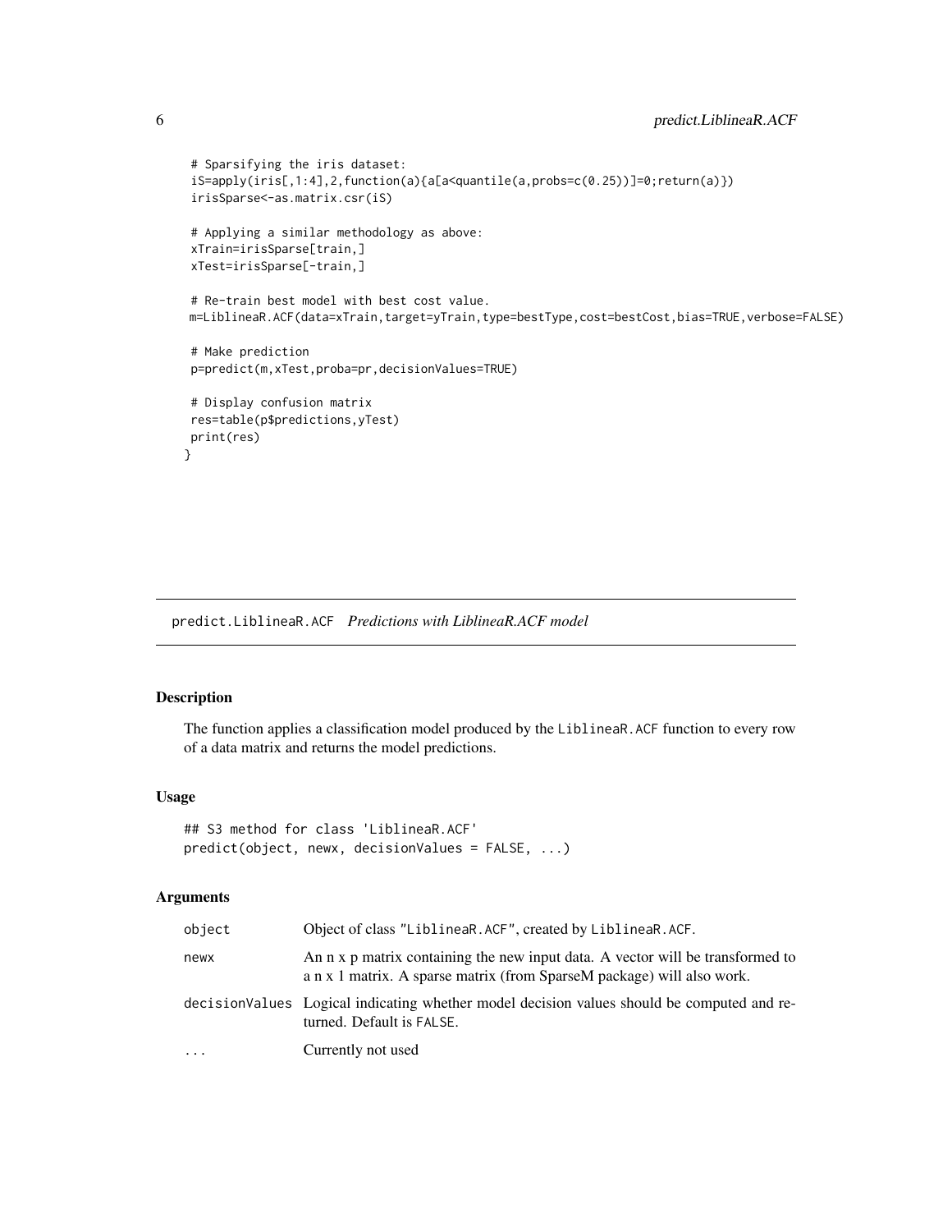```
 # Sparsifying the iris dataset:
 iS=apply(iris[,1:4],2,function(a){a[a<quantile(a,probs=c(0.25))]=0;return(a)})
 irisSparse<-as.matrix.csr(iS)

 # Applying a similar methodology as above:
 xTrain=irisSparse[train,]
 xTest=irisSparse[-train,]

 # Re-train best model with best cost value.
 m=LiblineaR.ACF(data=xTrain,target=yTrain,type=bestType,cost=bestCost,bias=TRUE,verbose=FALSE)

 # Make prediction
 p=predict(m,xTest,proba=pr,decisionValues=TRUE)

 # Display confusion matrix
 res=table(p$predictions,yTest)
 print(res)
}
```

## predict.LiblineaR.ACF *Predictions with LiblineaR.ACF model*

### Description

The function applies a classification model produced by the `LiblineaR.ACF` function to every row of a data matrix and returns the model predictions.

### Usage

```
## S3 method for class 'LiblineaR.ACF'
predict(object, newx, decisionValues = FALSE, ...)
```

### Arguments

| | |
|---|---|
| `object` | Object of class "LiblineaR.ACF", created by `LiblineaR.ACF`. |
| `newx` | An n x p matrix containing the new input data. A vector will be transformed to a n x 1 matrix. A sparse matrix (from SparseM package) will also work. |
| `decisionValues` | Logical indicating whether model decision values should be computed and returned. Default is `FALSE`. |
| `...` | Currently not used |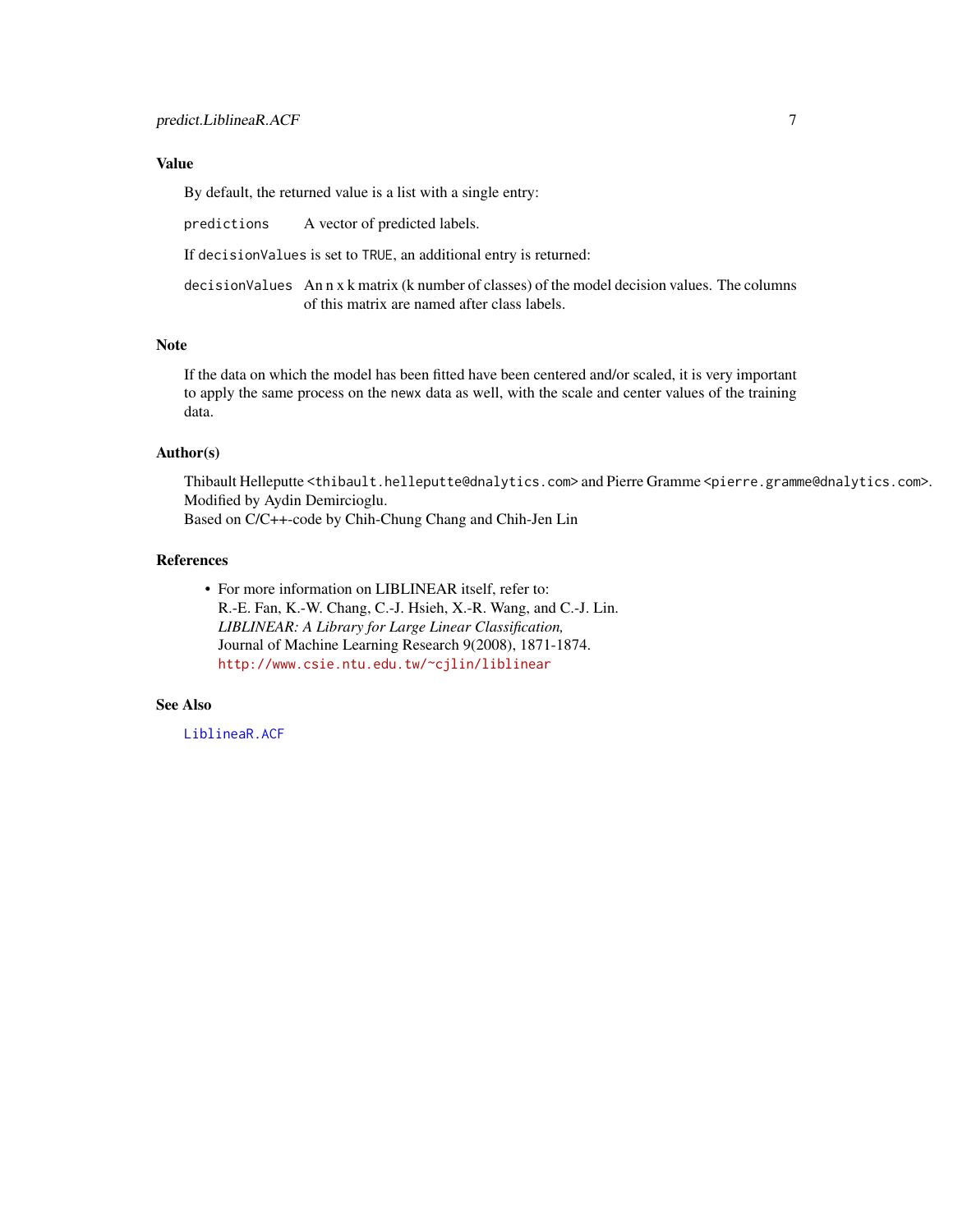## Value

By default, the returned value is a list with a single entry:

`predictions` A vector of predicted labels.

If `decisionValues` is set to `TRUE`, an additional entry is returned:

`decisionValues` An n x k matrix (k number of classes) of the model decision values. The columns of this matrix are named after class labels.

## Note

If the data on which the model has been fitted have been centered and/or scaled, it is very important to apply the same process on the `newx` data as well, with the scale and center values of the training data.

## Author(s)

Thibault Helleputte <thibault.helleputte@dnalytics.com> and Pierre Gramme <pierre.gramme@dnalytics.com>.
Modified by Aydin Demircioglu.
Based on C/C++-code by Chih-Chung Chang and Chih-Jen Lin

## References

- For more information on LIBLINEAR itself, refer to:
  R.-E. Fan, K.-W. Chang, C.-J. Hsieh, X.-R. Wang, and C.-J. Lin.
  *LIBLINEAR: A Library for Large Linear Classification,*
  Journal of Machine Learning Research 9(2008), 1871-1874.
  http://www.csie.ntu.edu.tw/~cjlin/liblinear

## See Also

`LiblineaR.ACF`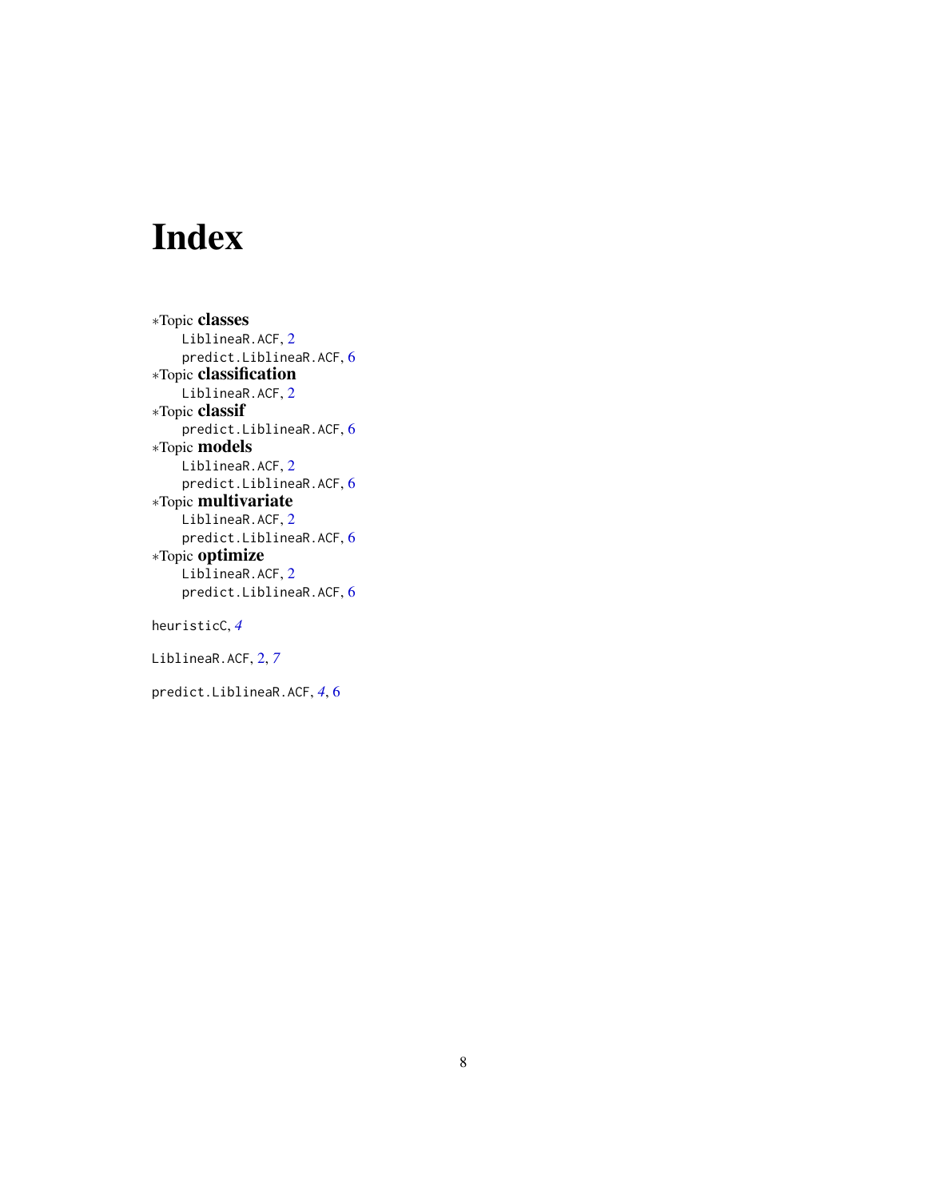# Index

∗Topic **classes**
    `LiblineaR.ACF`, 2
    `predict.LiblineaR.ACF`, 6
∗Topic **classification**
    `LiblineaR.ACF`, 2
∗Topic **classif**
    `predict.LiblineaR.ACF`, 6
∗Topic **models**
    `LiblineaR.ACF`, 2
    `predict.LiblineaR.ACF`, 6
∗Topic **multivariate**
    `LiblineaR.ACF`, 2
    `predict.LiblineaR.ACF`, 6
∗Topic **optimize**
    `LiblineaR.ACF`, 2
    `predict.LiblineaR.ACF`, 6

`heuristicC`, *4*

`LiblineaR.ACF`, 2, *7*

`predict.LiblineaR.ACF`, *4*, 6